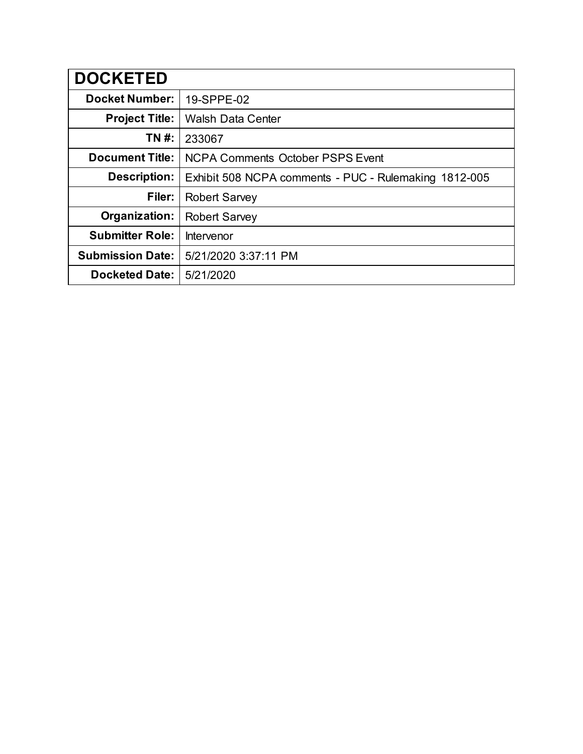| DOCKETED | |
|---|---|
| **Docket Number:** | 19-SPPE-02 |
| **Project Title:** | Walsh Data Center |
| **TN #:** | 233067 |
| **Document Title:** | NCPA Comments October PSPS Event |
| **Description:** | Exhibit 508 NCPA comments - PUC - Rulemaking 1812-005 |
| **Filer:** | Robert Sarvey |
| **Organization:** | Robert Sarvey |
| **Submitter Role:** | Intervenor |
| **Submission Date:** | 5/21/2020 3:37:11 PM |
| **Docketed Date:** | 5/21/2020 |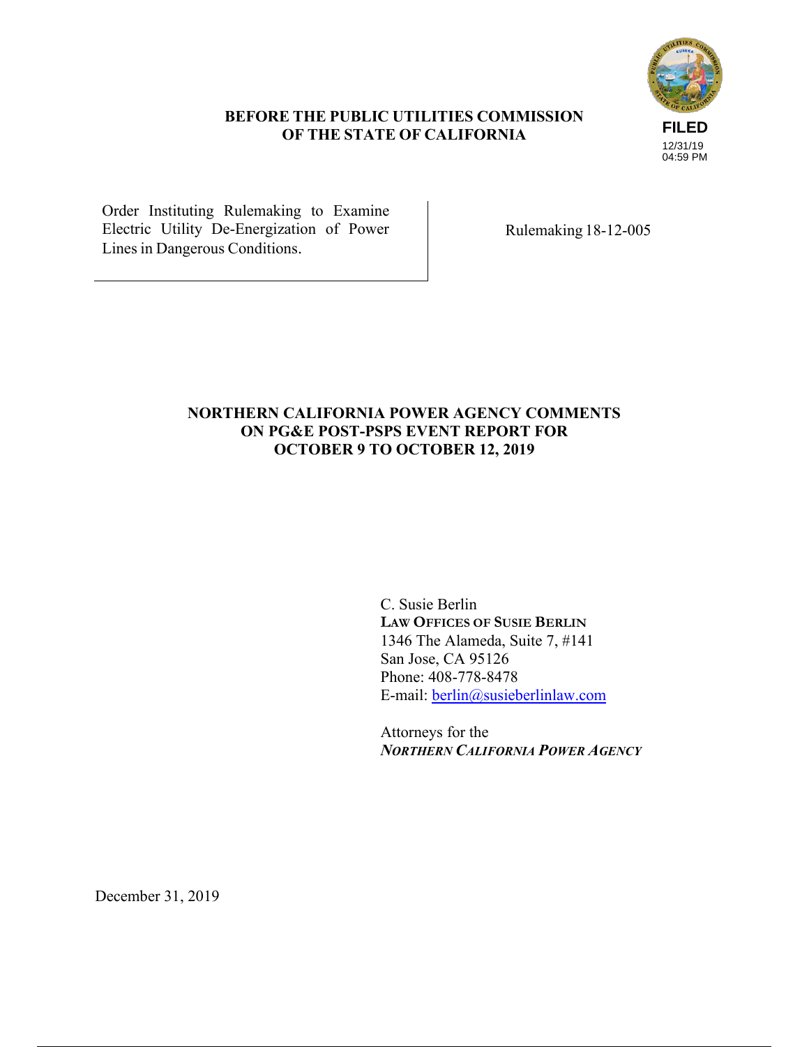**BEFORE THE PUBLIC UTILITIES COMMISSION OF THE STATE OF CALIFORNIA**

FILED
12/31/19
04:59 PM

| Order Instituting Rulemaking to Examine Electric Utility De-Energization of Power Lines in Dangerous Conditions. | Rulemaking 18-12-005 |
|---|---|

# NORTHERN CALIFORNIA POWER AGENCY COMMENTS ON PG&E POST-PSPS EVENT REPORT FOR OCTOBER 9 TO OCTOBER 12, 2019

C. Susie Berlin
**LAW OFFICES OF SUSIE BERLIN**
1346 The Alameda, Suite 7, #141
San Jose, CA 95126
Phone: 408-778-8478
E-mail: berlin@susieberlinlaw.com

Attorneys for the
***NORTHERN CALIFORNIA POWER AGENCY***

December 31, 2019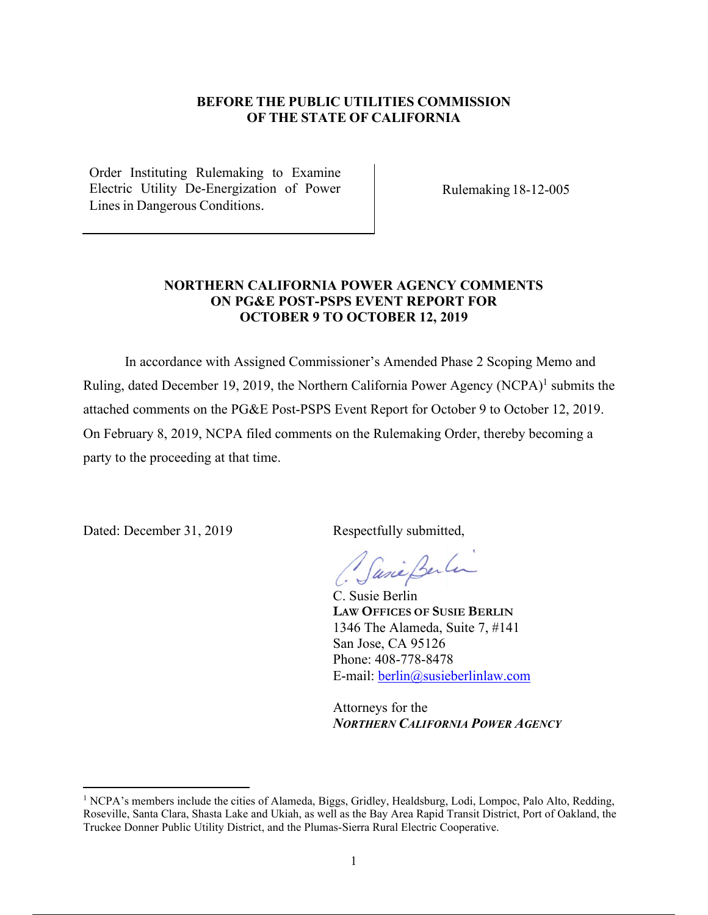**BEFORE THE PUBLIC UTILITIES COMMISSION OF THE STATE OF CALIFORNIA**

| Order Instituting Rulemaking to Examine Electric Utility De-Energization of Power Lines in Dangerous Conditions. | Rulemaking 18-12-005 |
|---|---|

**NORTHERN CALIFORNIA POWER AGENCY COMMENTS ON PG&E POST-PSPS EVENT REPORT FOR OCTOBER 9 TO OCTOBER 12, 2019**

In accordance with Assigned Commissioner's Amended Phase 2 Scoping Memo and Ruling, dated December 19, 2019, the Northern California Power Agency (NCPA)[1] submits the attached comments on the PG&E Post-PSPS Event Report for October 9 to October 12, 2019. On February 8, 2019, NCPA filed comments on the Rulemaking Order, thereby becoming a party to the proceeding at that time.

Dated: December 31, 2019

Respectfully submitted,

C. Susie Berlin
**LAW OFFICES OF SUSIE BERLIN**
1346 The Alameda, Suite 7, #141
San Jose, CA 95126
Phone: 408-778-8478
E-mail: berlin@susieberlinlaw.com

Attorneys for the
***NORTHERN CALIFORNIA POWER AGENCY***

[1] NCPA's members include the cities of Alameda, Biggs, Gridley, Healdsburg, Lodi, Lompoc, Palo Alto, Redding, Roseville, Santa Clara, Shasta Lake and Ukiah, as well as the Bay Area Rapid Transit District, Port of Oakland, the Truckee Donner Public Utility District, and the Plumas-Sierra Rural Electric Cooperative.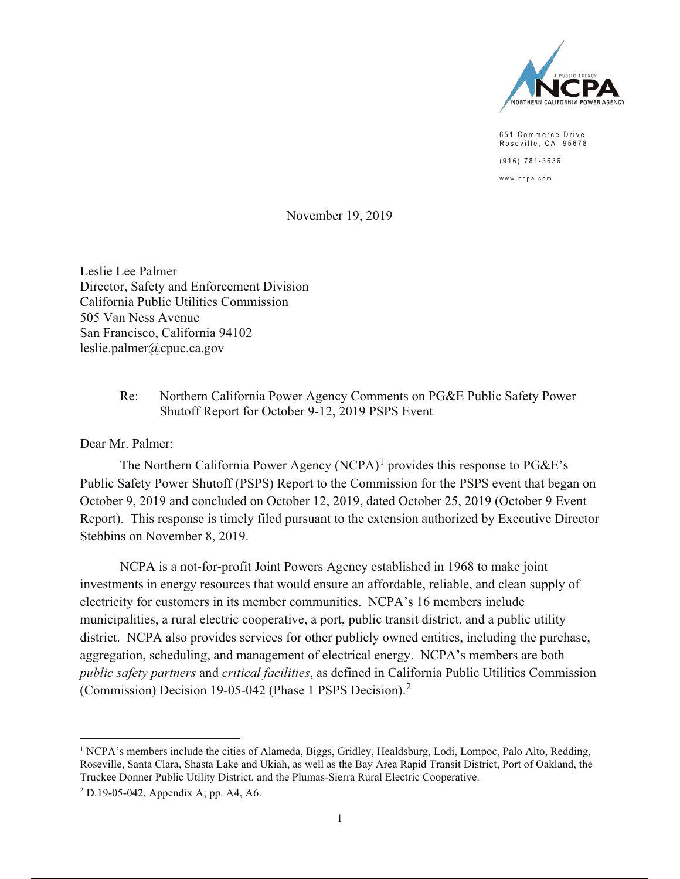651 Commerce Drive
Roseville, CA 95678

(916) 781-3636

www.ncpa.com

November 19, 2019

Leslie Lee Palmer
Director, Safety and Enforcement Division
California Public Utilities Commission
505 Van Ness Avenue
San Francisco, California 94102
leslie.palmer@cpuc.ca.gov

Re: Northern California Power Agency Comments on PG&E Public Safety Power Shutoff Report for October 9-12, 2019 PSPS Event

Dear Mr. Palmer:

The Northern California Power Agency (NCPA)[1] provides this response to PG&E's Public Safety Power Shutoff (PSPS) Report to the Commission for the PSPS event that began on October 9, 2019 and concluded on October 12, 2019, dated October 25, 2019 (October 9 Event Report). This response is timely filed pursuant to the extension authorized by Executive Director Stebbins on November 8, 2019.

NCPA is a not-for-profit Joint Powers Agency established in 1968 to make joint investments in energy resources that would ensure an affordable, reliable, and clean supply of electricity for customers in its member communities. NCPA's 16 members include municipalities, a rural electric cooperative, a port, public transit district, and a public utility district. NCPA also provides services for other publicly owned entities, including the purchase, aggregation, scheduling, and management of electrical energy. NCPA's members are both *public safety partners* and *critical facilities*, as defined in California Public Utilities Commission (Commission) Decision 19-05-042 (Phase 1 PSPS Decision).[2]

---

[1] NCPA's members include the cities of Alameda, Biggs, Gridley, Healdsburg, Lodi, Lompoc, Palo Alto, Redding, Roseville, Santa Clara, Shasta Lake and Ukiah, as well as the Bay Area Rapid Transit District, Port of Oakland, the Truckee Donner Public Utility District, and the Plumas-Sierra Rural Electric Cooperative.

[2] D.19-05-042, Appendix A; pp. A4, A6.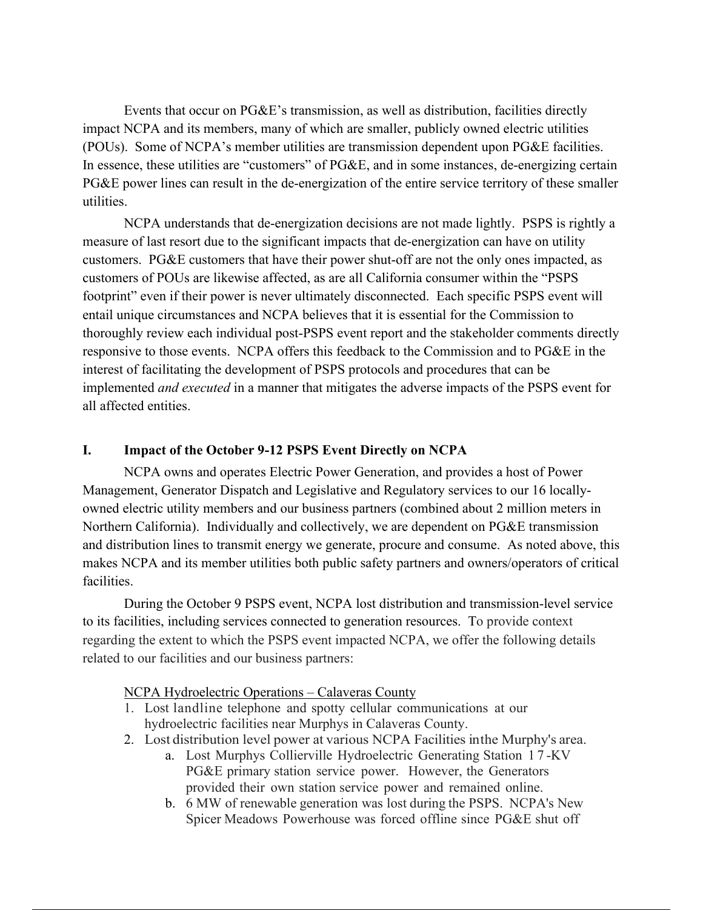Events that occur on PG&E's transmission, as well as distribution, facilities directly impact NCPA and its members, many of which are smaller, publicly owned electric utilities (POUs). Some of NCPA's member utilities are transmission dependent upon PG&E facilities. In essence, these utilities are "customers" of PG&E, and in some instances, de-energizing certain PG&E power lines can result in the de-energization of the entire service territory of these smaller utilities.

NCPA understands that de-energization decisions are not made lightly. PSPS is rightly a measure of last resort due to the significant impacts that de-energization can have on utility customers. PG&E customers that have their power shut-off are not the only ones impacted, as customers of POUs are likewise affected, as are all California consumer within the "PSPS footprint" even if their power is never ultimately disconnected. Each specific PSPS event will entail unique circumstances and NCPA believes that it is essential for the Commission to thoroughly review each individual post-PSPS event report and the stakeholder comments directly responsive to those events. NCPA offers this feedback to the Commission and to PG&E in the interest of facilitating the development of PSPS protocols and procedures that can be implemented *and executed* in a manner that mitigates the adverse impacts of the PSPS event for all affected entities.

## I. Impact of the October 9-12 PSPS Event Directly on NCPA

NCPA owns and operates Electric Power Generation, and provides a host of Power Management, Generator Dispatch and Legislative and Regulatory services to our 16 locally-owned electric utility members and our business partners (combined about 2 million meters in Northern California). Individually and collectively, we are dependent on PG&E transmission and distribution lines to transmit energy we generate, procure and consume. As noted above, this makes NCPA and its member utilities both public safety partners and owners/operators of critical facilities.

During the October 9 PSPS event, NCPA lost distribution and transmission-level service to its facilities, including services connected to generation resources. To provide context regarding the extent to which the PSPS event impacted NCPA, we offer the following details related to our facilities and our business partners:

<u>NCPA Hydroelectric Operations – Calaveras County</u>

1. Lost landline telephone and spotty cellular communications at our hydroelectric facilities near Murphys in Calaveras County.
2. Lost distribution level power at various NCPA Facilities inthe Murphy's area.
    a. Lost Murphys Collierville Hydroelectric Generating Station 17-KV PG&E primary station service power. However, the Generators provided their own station service power and remained online.
    b. 6 MW of renewable generation was lost during the PSPS. NCPA's New Spicer Meadows Powerhouse was forced offline since PG&E shut off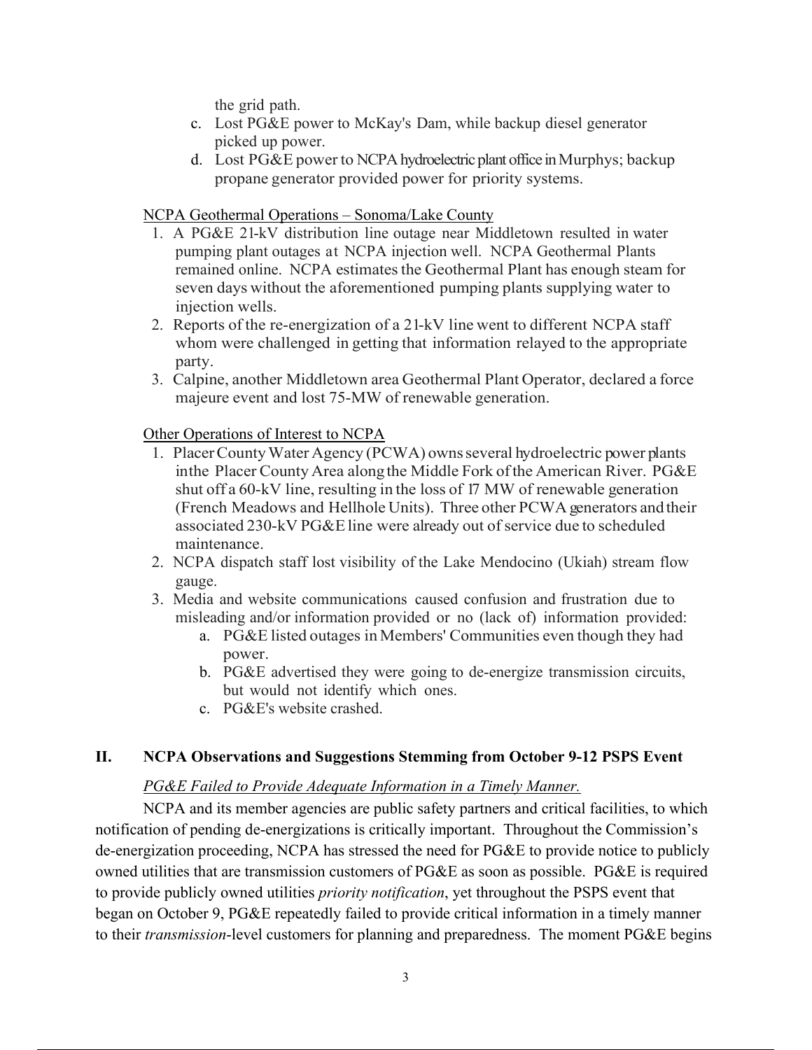the grid path.

c. Lost PG&E power to McKay's Dam, while backup diesel generator picked up power.
d. Lost PG&E power to NCPA hydroelectric plant office in Murphys; backup propane generator provided power for priority systems.

<u>NCPA Geothermal Operations – Sonoma/Lake County</u>

1. A PG&E 21-kV distribution line outage near Middletown resulted in water pumping plant outages at NCPA injection well. NCPA Geothermal Plants remained online. NCPA estimates the Geothermal Plant has enough steam for seven days without the aforementioned pumping plants supplying water to injection wells.
2. Reports of the re-energization of a 21-kV line went to different NCPA staff whom were challenged in getting that information relayed to the appropriate party.
3. Calpine, another Middletown area Geothermal Plant Operator, declared a force majeure event and lost 75-MW of renewable generation.

<u>Other Operations of Interest to NCPA</u>

1. Placer County Water Agency (PCWA) owns several hydroelectric power plants inthe Placer County Area along the Middle Fork of the American River. PG&E shut off a 60-kV line, resulting in the loss of 17 MW of renewable generation (French Meadows and Hellhole Units). Three other PCWA generators and their associated 230-kV PG&E line were already out of service due to scheduled maintenance.
2. NCPA dispatch staff lost visibility of the Lake Mendocino (Ukiah) stream flow gauge.
3. Media and website communications caused confusion and frustration due to misleading and/or information provided or no (lack of) information provided:
   a. PG&E listed outages in Members' Communities even though they had power.
   b. PG&E advertised they were going to de-energize transmission circuits, but would not identify which ones.
   c. PG&E's website crashed.

## II. NCPA Observations and Suggestions Stemming from October 9-12 PSPS Event

*<u>PG&E Failed to Provide Adequate Information in a Timely Manner.</u>*

NCPA and its member agencies are public safety partners and critical facilities, to which notification of pending de-energizations is critically important. Throughout the Commission's de-energization proceeding, NCPA has stressed the need for PG&E to provide notice to publicly owned utilities that are transmission customers of PG&E as soon as possible. PG&E is required to provide publicly owned utilities *priority notification*, yet throughout the PSPS event that began on October 9, PG&E repeatedly failed to provide critical information in a timely manner to their *transmission*-level customers for planning and preparedness. The moment PG&E begins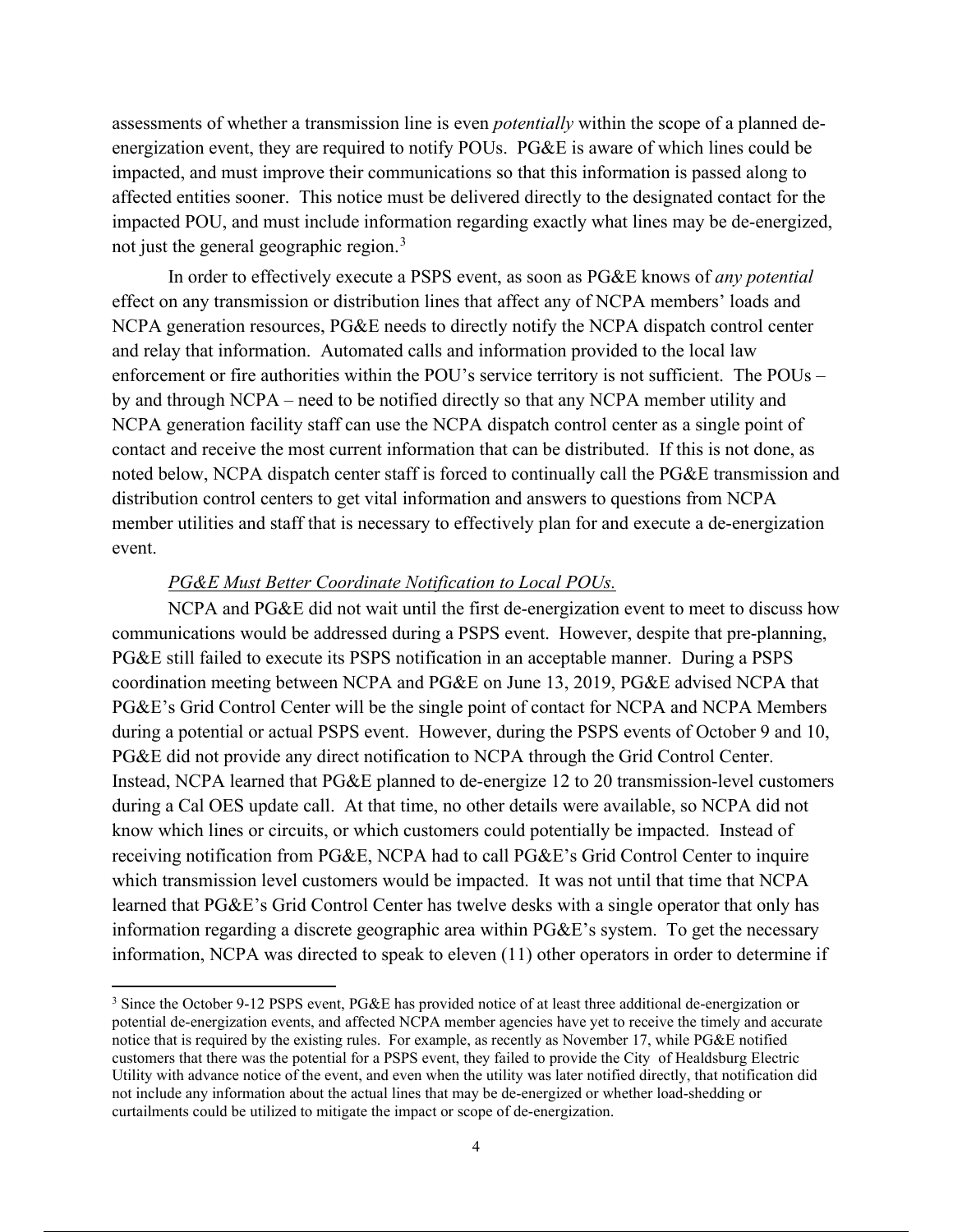assessments of whether a transmission line is even *potentially* within the scope of a planned de-energization event, they are required to notify POUs. PG&E is aware of which lines could be impacted, and must improve their communications so that this information is passed along to affected entities sooner. This notice must be delivered directly to the designated contact for the impacted POU, and must include information regarding exactly what lines may be de-energized, not just the general geographic region.[3]

In order to effectively execute a PSPS event, as soon as PG&E knows of *any potential* effect on any transmission or distribution lines that affect any of NCPA members' loads and NCPA generation resources, PG&E needs to directly notify the NCPA dispatch control center and relay that information. Automated calls and information provided to the local law enforcement or fire authorities within the POU's service territory is not sufficient. The POUs – by and through NCPA – need to be notified directly so that any NCPA member utility and NCPA generation facility staff can use the NCPA dispatch control center as a single point of contact and receive the most current information that can be distributed. If this is not done, as noted below, NCPA dispatch center staff is forced to continually call the PG&E transmission and distribution control centers to get vital information and answers to questions from NCPA member utilities and staff that is necessary to effectively plan for and execute a de-energization event.

*PG&E Must Better Coordinate Notification to Local POUs.*

NCPA and PG&E did not wait until the first de-energization event to meet to discuss how communications would be addressed during a PSPS event. However, despite that pre-planning, PG&E still failed to execute its PSPS notification in an acceptable manner. During a PSPS coordination meeting between NCPA and PG&E on June 13, 2019, PG&E advised NCPA that PG&E's Grid Control Center will be the single point of contact for NCPA and NCPA Members during a potential or actual PSPS event. However, during the PSPS events of October 9 and 10, PG&E did not provide any direct notification to NCPA through the Grid Control Center. Instead, NCPA learned that PG&E planned to de-energize 12 to 20 transmission-level customers during a Cal OES update call. At that time, no other details were available, so NCPA did not know which lines or circuits, or which customers could potentially be impacted. Instead of receiving notification from PG&E, NCPA had to call PG&E's Grid Control Center to inquire which transmission level customers would be impacted. It was not until that time that NCPA learned that PG&E's Grid Control Center has twelve desks with a single operator that only has information regarding a discrete geographic area within PG&E's system. To get the necessary information, NCPA was directed to speak to eleven (11) other operators in order to determine if

---

[3] Since the October 9-12 PSPS event, PG&E has provided notice of at least three additional de-energization or potential de-energization events, and affected NCPA member agencies have yet to receive the timely and accurate notice that is required by the existing rules. For example, as recently as November 17, while PG&E notified customers that there was the potential for a PSPS event, they failed to provide the City of Healdsburg Electric Utility with advance notice of the event, and even when the utility was later notified directly, that notification did not include any information about the actual lines that may be de-energized or whether load-shedding or curtailments could be utilized to mitigate the impact or scope of de-energization.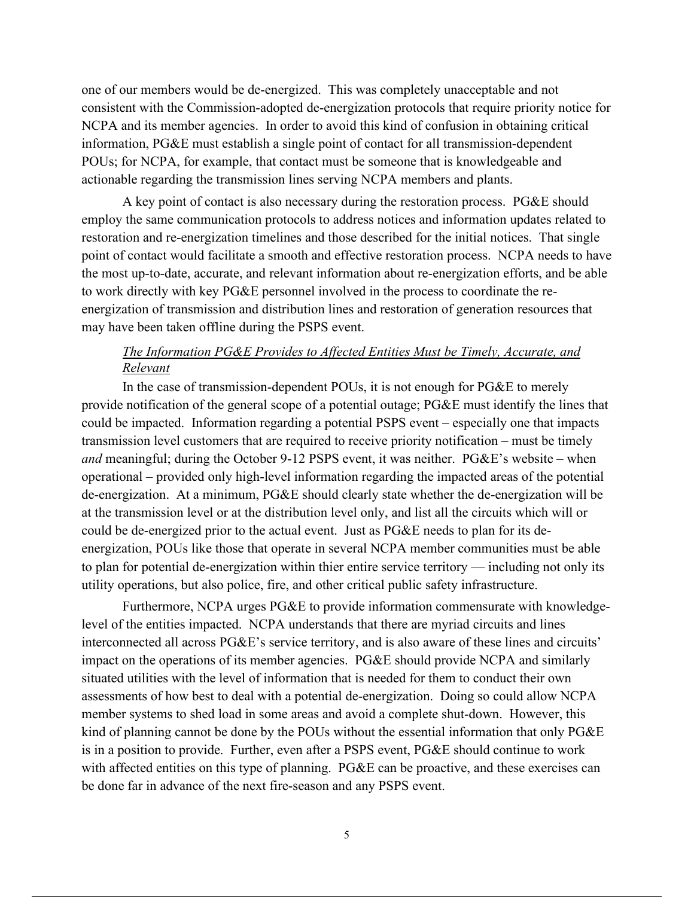one of our members would be de-energized. This was completely unacceptable and not consistent with the Commission-adopted de-energization protocols that require priority notice for NCPA and its member agencies. In order to avoid this kind of confusion in obtaining critical information, PG&E must establish a single point of contact for all transmission-dependent POUs; for NCPA, for example, that contact must be someone that is knowledgeable and actionable regarding the transmission lines serving NCPA members and plants.

A key point of contact is also necessary during the restoration process. PG&E should employ the same communication protocols to address notices and information updates related to restoration and re-energization timelines and those described for the initial notices. That single point of contact would facilitate a smooth and effective restoration process. NCPA needs to have the most up-to-date, accurate, and relevant information about re-energization efforts, and be able to work directly with key PG&E personnel involved in the process to coordinate the re-energization of transmission and distribution lines and restoration of generation resources that may have been taken offline during the PSPS event.

*The Information PG&E Provides to Affected Entities Must be Timely, Accurate, and Relevant*

In the case of transmission-dependent POUs, it is not enough for PG&E to merely provide notification of the general scope of a potential outage; PG&E must identify the lines that could be impacted. Information regarding a potential PSPS event – especially one that impacts transmission level customers that are required to receive priority notification – must be timely *and* meaningful; during the October 9-12 PSPS event, it was neither. PG&E's website – when operational – provided only high-level information regarding the impacted areas of the potential de-energization. At a minimum, PG&E should clearly state whether the de-energization will be at the transmission level or at the distribution level only, and list all the circuits which will or could be de-energized prior to the actual event. Just as PG&E needs to plan for its de-energization, POUs like those that operate in several NCPA member communities must be able to plan for potential de-energization within thier entire service territory — including not only its utility operations, but also police, fire, and other critical public safety infrastructure.

Furthermore, NCPA urges PG&E to provide information commensurate with knowledge-level of the entities impacted. NCPA understands that there are myriad circuits and lines interconnected all across PG&E's service territory, and is also aware of these lines and circuits' impact on the operations of its member agencies. PG&E should provide NCPA and similarly situated utilities with the level of information that is needed for them to conduct their own assessments of how best to deal with a potential de-energization. Doing so could allow NCPA member systems to shed load in some areas and avoid a complete shut-down. However, this kind of planning cannot be done by the POUs without the essential information that only PG&E is in a position to provide. Further, even after a PSPS event, PG&E should continue to work with affected entities on this type of planning. PG&E can be proactive, and these exercises can be done far in advance of the next fire-season and any PSPS event.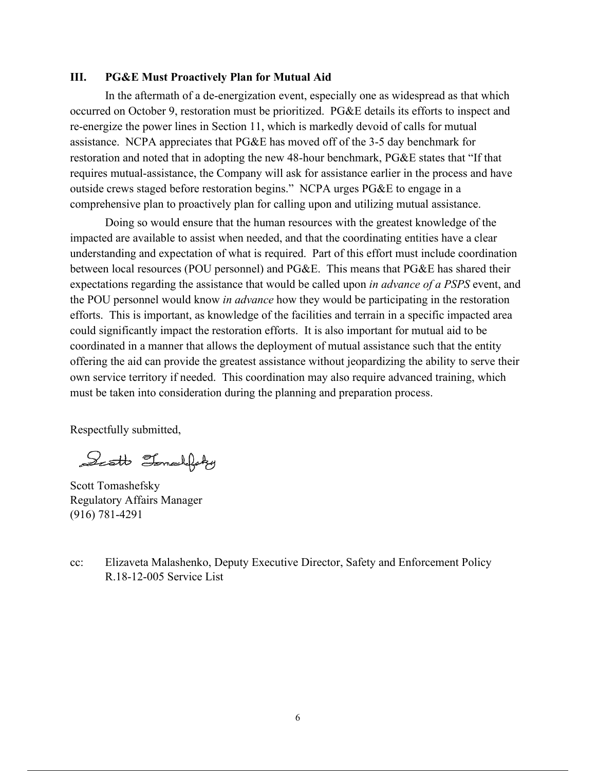## III. PG&E Must Proactively Plan for Mutual Aid

In the aftermath of a de-energization event, especially one as widespread as that which occurred on October 9, restoration must be prioritized. PG&E details its efforts to inspect and re-energize the power lines in Section 11, which is markedly devoid of calls for mutual assistance. NCPA appreciates that PG&E has moved off of the 3-5 day benchmark for restoration and noted that in adopting the new 48-hour benchmark, PG&E states that "If that requires mutual-assistance, the Company will ask for assistance earlier in the process and have outside crews staged before restoration begins." NCPA urges PG&E to engage in a comprehensive plan to proactively plan for calling upon and utilizing mutual assistance.

Doing so would ensure that the human resources with the greatest knowledge of the impacted are available to assist when needed, and that the coordinating entities have a clear understanding and expectation of what is required. Part of this effort must include coordination between local resources (POU personnel) and PG&E. This means that PG&E has shared their expectations regarding the assistance that would be called upon *in advance of a PSPS* event, and the POU personnel would know *in advance* how they would be participating in the restoration efforts. This is important, as knowledge of the facilities and terrain in a specific impacted area could significantly impact the restoration efforts. It is also important for mutual aid to be coordinated in a manner that allows the deployment of mutual assistance such that the entity offering the aid can provide the greatest assistance without jeopardizing the ability to serve their own service territory if needed. This coordination may also require advanced training, which must be taken into consideration during the planning and preparation process.

Respectfully submitted,

Scott Tomashefsky

Scott Tomashefsky
Regulatory Affairs Manager
(916) 781-4291

cc: Elizaveta Malashenko, Deputy Executive Director, Safety and Enforcement Policy
R.18-12-005 Service List